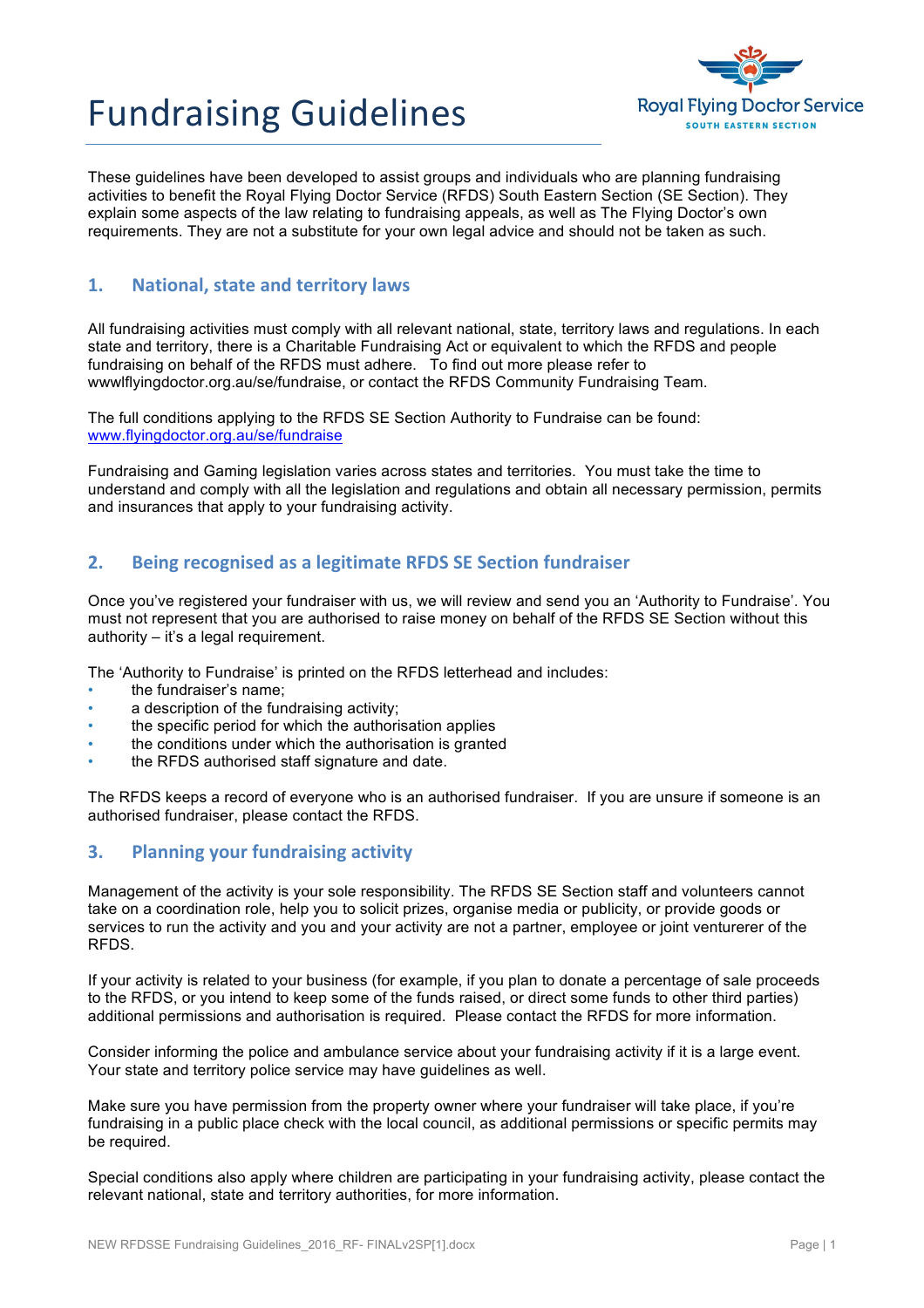# Fundraising Guidelines

Royal Flying Doctor Service
SOUTH EASTERN SECTION

These guidelines have been developed to assist groups and individuals who are planning fundraising activities to benefit the Royal Flying Doctor Service (RFDS) South Eastern Section (SE Section). They explain some aspects of the law relating to fundraising appeals, as well as The Flying Doctor's own requirements. They are not a substitute for your own legal advice and should not be taken as such.

## 1. National, state and territory laws

All fundraising activities must comply with all relevant national, state, territory laws and regulations. In each state and territory, there is a Charitable Fundraising Act or equivalent to which the RFDS and people fundraising on behalf of the RFDS must adhere. To find out more please refer to wwwlflyingdoctor.org.au/se/fundraise, or contact the RFDS Community Fundraising Team.

The full conditions applying to the RFDS SE Section Authority to Fundraise can be found: [www.flyingdoctor.org.au/se/fundraise](www.flyingdoctor.org.au/se/fundraise)

Fundraising and Gaming legislation varies across states and territories. You must take the time to understand and comply with all the legislation and regulations and obtain all necessary permission, permits and insurances that apply to your fundraising activity.

## 2. Being recognised as a legitimate RFDS SE Section fundraiser

Once you've registered your fundraiser with us, we will review and send you an 'Authority to Fundraise'. You must not represent that you are authorised to raise money on behalf of the RFDS SE Section without this authority – it's a legal requirement.

The 'Authority to Fundraise' is printed on the RFDS letterhead and includes:

- the fundraiser's name;
- a description of the fundraising activity;
- the specific period for which the authorisation applies
- the conditions under which the authorisation is granted
- the RFDS authorised staff signature and date.

The RFDS keeps a record of everyone who is an authorised fundraiser. If you are unsure if someone is an authorised fundraiser, please contact the RFDS.

## 3. Planning your fundraising activity

Management of the activity is your sole responsibility. The RFDS SE Section staff and volunteers cannot take on a coordination role, help you to solicit prizes, organise media or publicity, or provide goods or services to run the activity and you and your activity are not a partner, employee or joint venturerer of the RFDS.

If your activity is related to your business (for example, if you plan to donate a percentage of sale proceeds to the RFDS, or you intend to keep some of the funds raised, or direct some funds to other third parties) additional permissions and authorisation is required. Please contact the RFDS for more information.

Consider informing the police and ambulance service about your fundraising activity if it is a large event. Your state and territory police service may have guidelines as well.

Make sure you have permission from the property owner where your fundraiser will take place, if you're fundraising in a public place check with the local council, as additional permissions or specific permits may be required.

Special conditions also apply where children are participating in your fundraising activity, please contact the relevant national, state and territory authorities, for more information.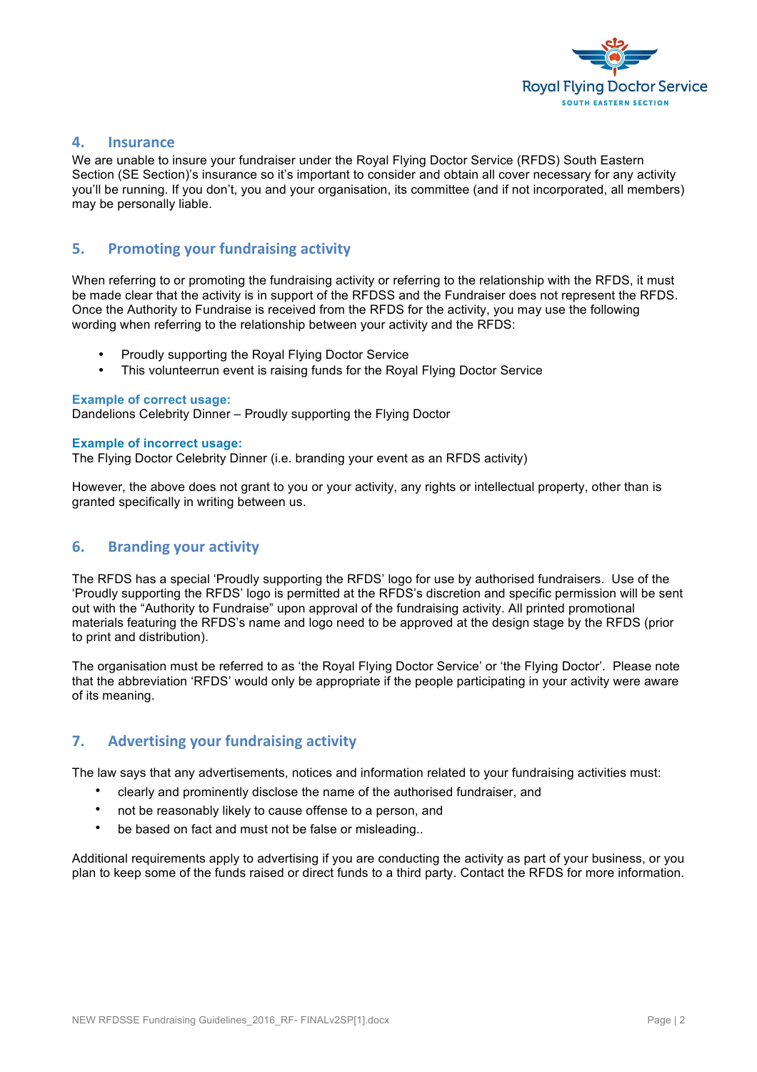## 4. Insurance

We are unable to insure your fundraiser under the Royal Flying Doctor Service (RFDS) South Eastern Section (SE Section)'s insurance so it's important to consider and obtain all cover necessary for any activity you'll be running. If you don't, you and your organisation, its committee (and if not incorporated, all members) may be personally liable.

## 5. Promoting your fundraising activity

When referring to or promoting the fundraising activity or referring to the relationship with the RFDS, it must be made clear that the activity is in support of the RFDSS and the Fundraiser does not represent the RFDS. Once the Authority to Fundraise is received from the RFDS for the activity, you may use the following wording when referring to the relationship between your activity and the RFDS:

- Proudly supporting the Royal Flying Doctor Service
- This volunteerrun event is raising funds for the Royal Flying Doctor Service

**Example of correct usage:**
Dandelions Celebrity Dinner – Proudly supporting the Flying Doctor

**Example of incorrect usage:**
The Flying Doctor Celebrity Dinner (i.e. branding your event as an RFDS activity)

However, the above does not grant to you or your activity, any rights or intellectual property, other than is granted specifically in writing between us.

## 6. Branding your activity

The RFDS has a special 'Proudly supporting the RFDS' logo for use by authorised fundraisers. Use of the 'Proudly supporting the RFDS' logo is permitted at the RFDS's discretion and specific permission will be sent out with the "Authority to Fundraise" upon approval of the fundraising activity. All printed promotional materials featuring the RFDS's name and logo need to be approved at the design stage by the RFDS (prior to print and distribution).

The organisation must be referred to as 'the Royal Flying Doctor Service' or 'the Flying Doctor'. Please note that the abbreviation 'RFDS' would only be appropriate if the people participating in your activity were aware of its meaning.

## 7. Advertising your fundraising activity

The law says that any advertisements, notices and information related to your fundraising activities must:

- clearly and prominently disclose the name of the authorised fundraiser, and
- not be reasonably likely to cause offense to a person, and
- be based on fact and must not be false or misleading..

Additional requirements apply to advertising if you are conducting the activity as part of your business, or you plan to keep some of the funds raised or direct funds to a third party. Contact the RFDS for more information.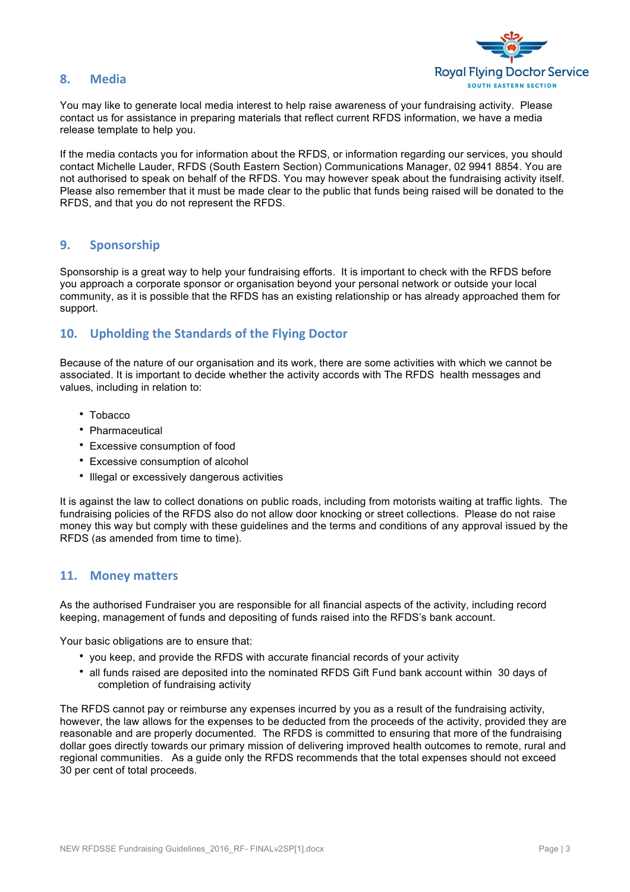## 8. Media

You may like to generate local media interest to help raise awareness of your fundraising activity. Please contact us for assistance in preparing materials that reflect current RFDS information, we have a media release template to help you.

If the media contacts you for information about the RFDS, or information regarding our services, you should contact Michelle Lauder, RFDS (South Eastern Section) Communications Manager, 02 9941 8854. You are not authorised to speak on behalf of the RFDS. You may however speak about the fundraising activity itself. Please also remember that it must be made clear to the public that funds being raised will be donated to the RFDS, and that you do not represent the RFDS.

## 9. Sponsorship

Sponsorship is a great way to help your fundraising efforts. It is important to check with the RFDS before you approach a corporate sponsor or organisation beyond your personal network or outside your local community, as it is possible that the RFDS has an existing relationship or has already approached them for support.

## 10. Upholding the Standards of the Flying Doctor

Because of the nature of our organisation and its work, there are some activities with which we cannot be associated. It is important to decide whether the activity accords with The RFDS health messages and values, including in relation to:

- Tobacco
- Pharmaceutical
- Excessive consumption of food
- Excessive consumption of alcohol
- Illegal or excessively dangerous activities

It is against the law to collect donations on public roads, including from motorists waiting at traffic lights. The fundraising policies of the RFDS also do not allow door knocking or street collections. Please do not raise money this way but comply with these guidelines and the terms and conditions of any approval issued by the RFDS (as amended from time to time).

## 11. Money matters

As the authorised Fundraiser you are responsible for all financial aspects of the activity, including record keeping, management of funds and depositing of funds raised into the RFDS's bank account.

Your basic obligations are to ensure that:

- you keep, and provide the RFDS with accurate financial records of your activity
- all funds raised are deposited into the nominated RFDS Gift Fund bank account within 30 days of completion of fundraising activity

The RFDS cannot pay or reimburse any expenses incurred by you as a result of the fundraising activity, however, the law allows for the expenses to be deducted from the proceeds of the activity, provided they are reasonable and are properly documented. The RFDS is committed to ensuring that more of the fundraising dollar goes directly towards our primary mission of delivering improved health outcomes to remote, rural and regional communities. As a guide only the RFDS recommends that the total expenses should not exceed 30 per cent of total proceeds.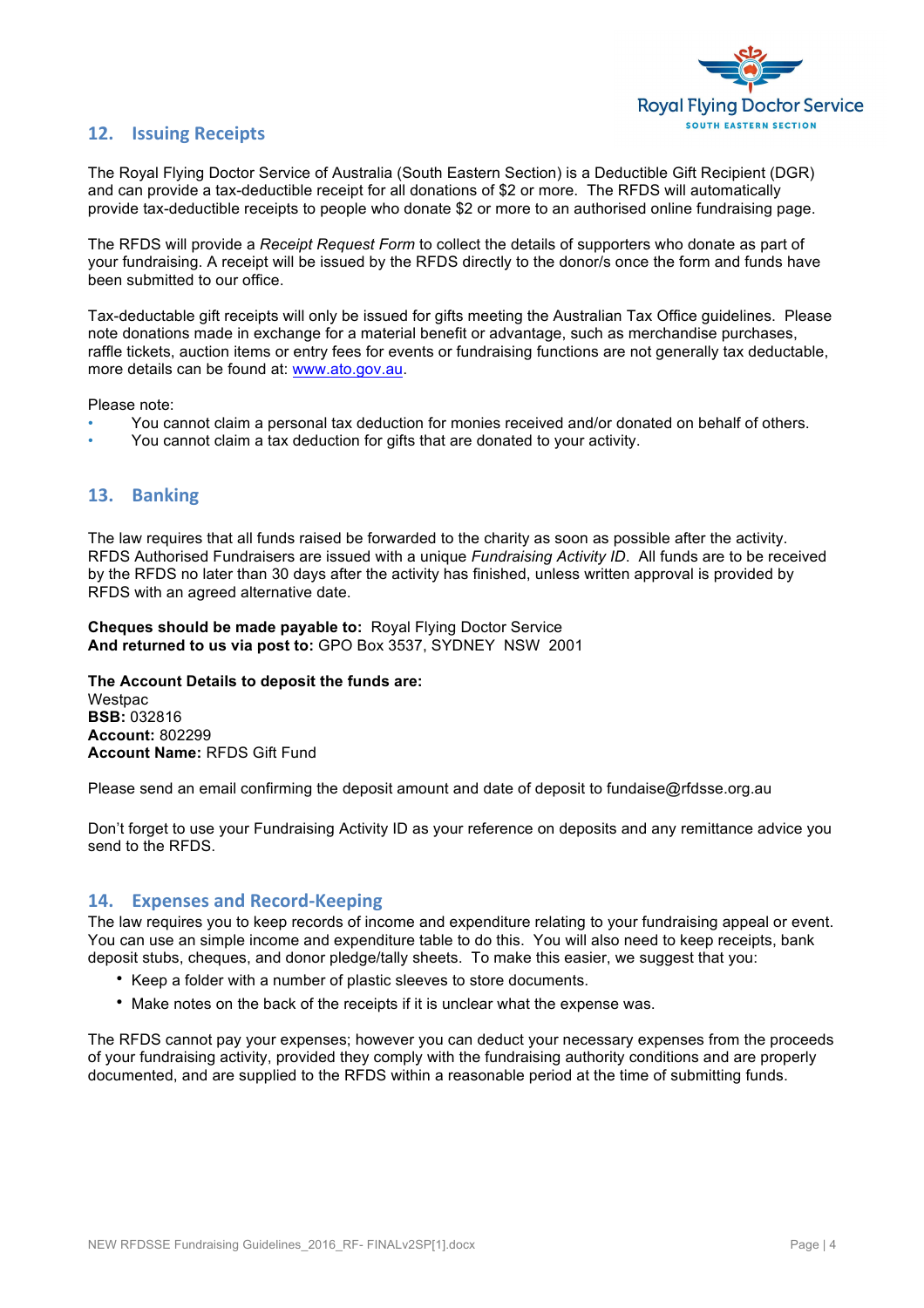## 12. Issuing Receipts

The Royal Flying Doctor Service of Australia (South Eastern Section) is a Deductible Gift Recipient (DGR) and can provide a tax-deductible receipt for all donations of $2 or more. The RFDS will automatically provide tax-deductible receipts to people who donate $2 or more to an authorised online fundraising page.

The RFDS will provide a *Receipt Request Form* to collect the details of supporters who donate as part of your fundraising. A receipt will be issued by the RFDS directly to the donor/s once the form and funds have been submitted to our office.

Tax-deductable gift receipts will only be issued for gifts meeting the Australian Tax Office guidelines. Please note donations made in exchange for a material benefit or advantage, such as merchandise purchases, raffle tickets, auction items or entry fees for events or fundraising functions are not generally tax deductable, more details can be found at: [www.ato.gov.au](http://www.ato.gov.au).

Please note:

- You cannot claim a personal tax deduction for monies received and/or donated on behalf of others.
- You cannot claim a tax deduction for gifts that are donated to your activity.

## 13. Banking

The law requires that all funds raised be forwarded to the charity as soon as possible after the activity. RFDS Authorised Fundraisers are issued with a unique *Fundraising Activity ID*. All funds are to be received by the RFDS no later than 30 days after the activity has finished, unless written approval is provided by RFDS with an agreed alternative date.

**Cheques should be made payable to:** Royal Flying Doctor Service
**And returned to us via post to:** GPO Box 3537, SYDNEY NSW 2001

**The Account Details to deposit the funds are:**
Westpac
**BSB:** 032816
**Account:** 802299
**Account Name:** RFDS Gift Fund

Please send an email confirming the deposit amount and date of deposit to fundaise@rfdsse.org.au

Don't forget to use your Fundraising Activity ID as your reference on deposits and any remittance advice you send to the RFDS.

## 14. Expenses and Record-Keeping

The law requires you to keep records of income and expenditure relating to your fundraising appeal or event. You can use an simple income and expenditure table to do this. You will also need to keep receipts, bank deposit stubs, cheques, and donor pledge/tally sheets. To make this easier, we suggest that you:

- Keep a folder with a number of plastic sleeves to store documents.
- Make notes on the back of the receipts if it is unclear what the expense was.

The RFDS cannot pay your expenses; however you can deduct your necessary expenses from the proceeds of your fundraising activity, provided they comply with the fundraising authority conditions and are properly documented, and are supplied to the RFDS within a reasonable period at the time of submitting funds.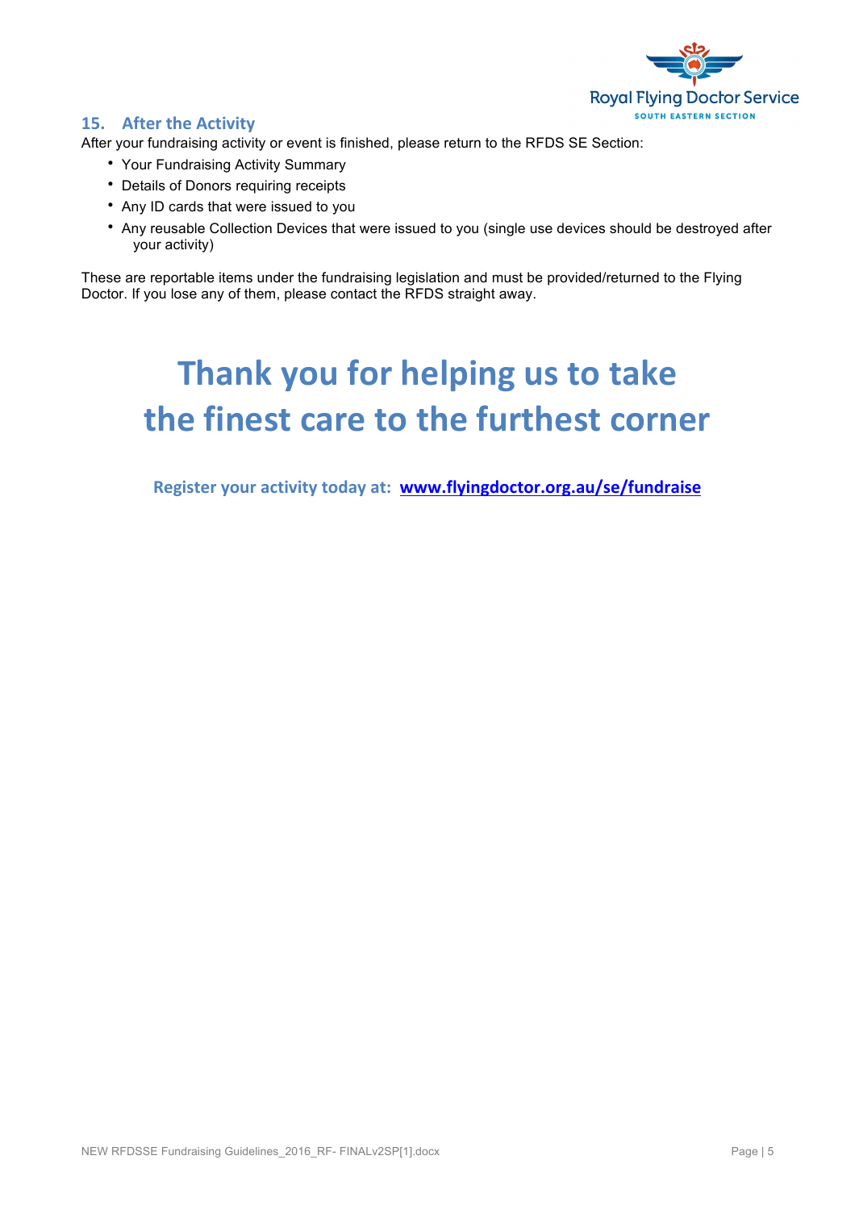## 15. After the Activity

After your fundraising activity or event is finished, please return to the RFDS SE Section:

- Your Fundraising Activity Summary
- Details of Donors requiring receipts
- Any ID cards that were issued to you
- Any reusable Collection Devices that were issued to you (single use devices should be destroyed after your activity)

These are reportable items under the fundraising legislation and must be provided/returned to the Flying Doctor. If you lose any of them, please contact the RFDS straight away.

# Thank you for helping us to take the finest care to the furthest corner

**Register your activity today at: www.flyingdoctor.org.au/se/fundraise**